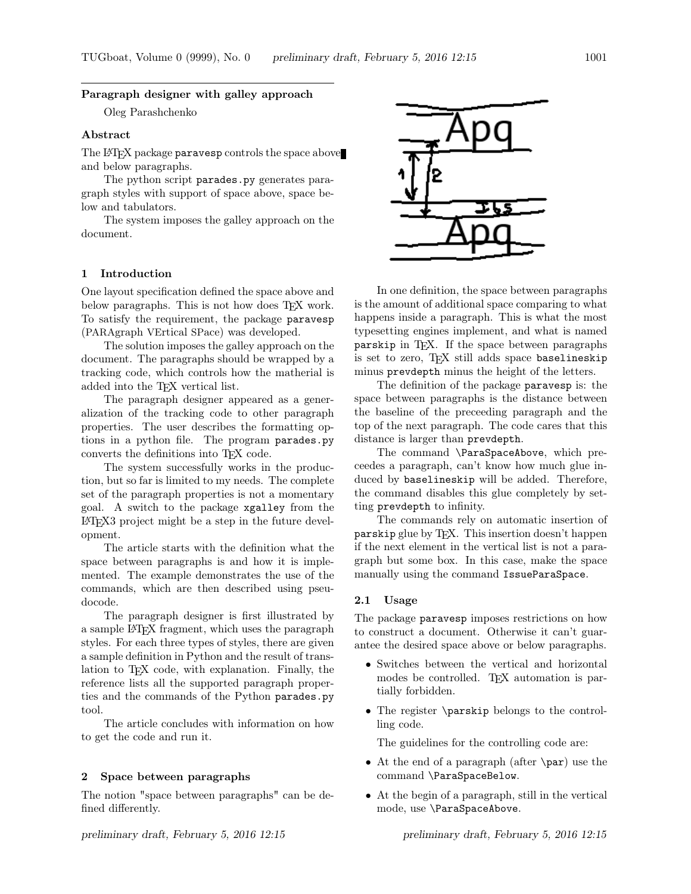## Paragraph designer with galley approach

Oleg Parashchenko

### Abstract

The LaTeX package `paravesp` controls the space above and below paragraphs.

The python script `parades.py` generates paragraph styles with support of space above, space below and tabulators.

The system imposes the galley approach on the document.

## 1 Introduction

One layout specification defined the space above and below paragraphs. This is not how does TeX work. To satisfy the requirement, the package `paravesp` (PARAgraph VErtical SPace) was developed.

The solution imposes the galley approach on the document. The paragraphs should be wrapped by a tracking code, which controls how the matherial is added into the TeX vertical list.

The paragraph designer appeared as a generalization of the tracking code to other paragraph properties. The user describes the formatting options in a python file. The program `parades.py` converts the definitions into TeX code.

The system successfully works in the production, but so far is limited to my needs. The complete set of the paragraph properties is not a momentary goal. A switch to the package `xgalley` from the LaTeX3 project might be a step in the future development.

The article starts with the definition what the space between paragraphs is and how it is implemented. The example demonstrates the use of the commands, which are then described using pseudocode.

The paragraph designer is first illustrated by a sample LaTeX fragment, which uses the paragraph styles. For each three types of styles, there are given a sample definition in Python and the result of translation to TeX code, with explanation. Finally, the reference lists all the supported paragraph properties and the commands of the Python `parades.py` tool.

The article concludes with information on how to get the code and run it.

## 2 Space between paragraphs

The notion "space between paragraphs" can be defined differently.

In one definition, the space between paragraphs is the amount of additional space comparing to what happens inside a paragraph. This is what the most typesetting engines implement, and what is named `parskip` in TeX. If the space between paragraphs is set to zero, TeX still adds space `baselineskip` minus `prevdepth` minus the height of the letters.

The definition of the package `paravesp` is: the space between paragraphs is the distance between the baseline of the preceeding paragraph and the top of the next paragraph. The code cares that this distance is larger than `prevdepth`.

The command `\ParaSpaceAbove`, which preceedes a paragraph, can't know how much glue induced by `baselineskip` will be added. Therefore, the command disables this glue completely by setting `prevdepth` to infinity.

The commands rely on automatic insertion of `parskip` glue by TeX. This insertion doesn't happen if the next element in the vertical list is not a paragraph but some box. In this case, make the space manually using the command `IssueParaSpace`.

### 2.1 Usage

The package `paravesp` imposes restrictions on how to construct a document. Otherwise it can't guarantee the desired space above or below paragraphs.

- Switches between the vertical and horizontal modes be controlled. TeX automation is partially forbidden.
- The register `\parskip` belongs to the controlling code.

  The guidelines for the controlling code are:

- At the end of a paragraph (after `\par`) use the command `\ParaSpaceBelow`.
- At the begin of a paragraph, still in the vertical mode, use `\ParaSpaceAbove`.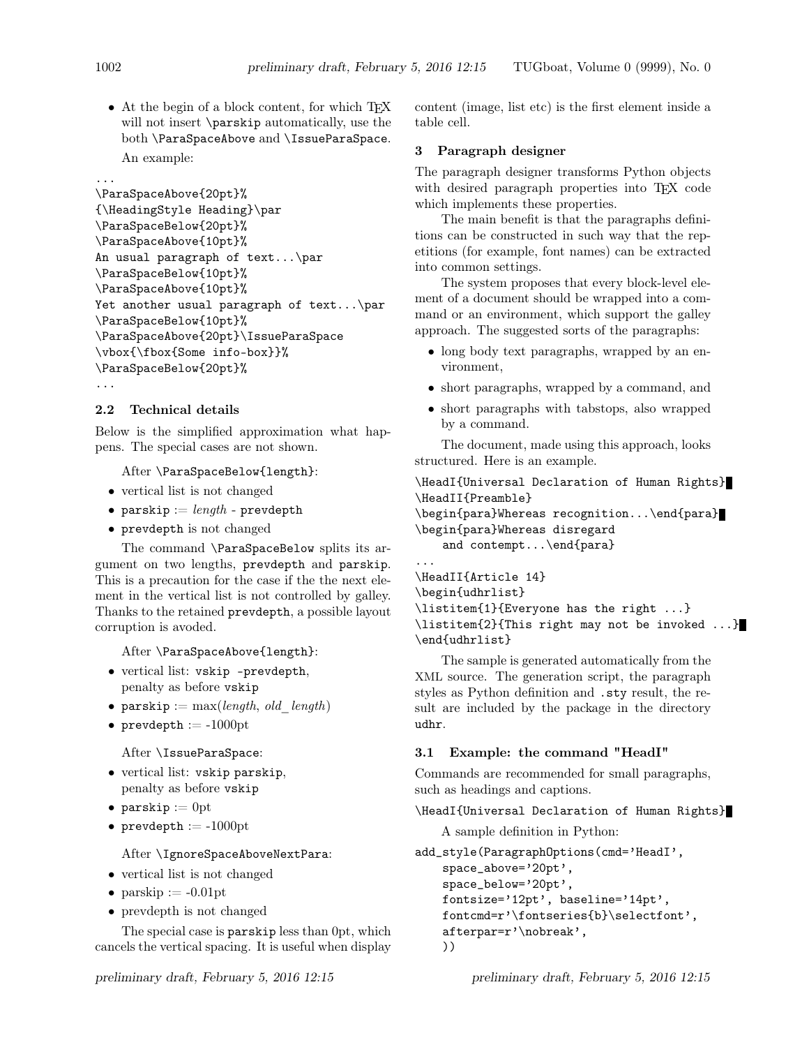- At the begin of a block content, for which TEX will not insert `\parskip` automatically, use the both `\ParaSpaceAbove` and `\IssueParaSpace`.

  An example:

```
...
\ParaSpaceAbove{20pt}%
{\HeadingStyle Heading}\par
\ParaSpaceBelow{20pt}%
\ParaSpaceAbove{10pt}%
An usual paragraph of text...\par
\ParaSpaceBelow{10pt}%
\ParaSpaceAbove{10pt}%
Yet another usual paragraph of text...\par
\ParaSpaceBelow{10pt}%
\ParaSpaceAbove{20pt}\IssueParaSpace
\vbox{\fbox{Some info-box}}%
\ParaSpaceBelow{20pt}%
...
```

### 2.2 Technical details

Below is the simplified approximation what happens. The special cases are not shown.

After `\ParaSpaceBelow{length}`:

- vertical list is not changed
- `parskip` := *length* - `prevdepth`
- `prevdepth` is not changed

The command `\ParaSpaceBelow` splits its argument on two lengths, `prevdepth` and `parskip`. This is a precaution for the case if the the next element in the vertical list is not controlled by galley. Thanks to the retained `prevdepth`, a possible layout corruption is avoded.

After `\ParaSpaceAbove{length}`:

- vertical list: `vskip -prevdepth`, penalty as before `vskip`
- `parskip` := max(*length*, *old_length*)
- `prevdepth` := -1000pt

After `\IssueParaSpace`:

- vertical list: `vskip parskip`, penalty as before `vskip`
- `parskip` := 0pt
- `prevdepth` := -1000pt

After `\IgnoreSpaceAboveNextPara`:

- vertical list is not changed
- parskip := -0.01pt
- prevdepth is not changed

The special case is `parskip` less than 0pt, which cancels the vertical spacing. It is useful when display content (image, list etc) is the first element inside a table cell.

## 3 Paragraph designer

The paragraph designer transforms Python objects with desired paragraph properties into TEX code which implements these properties.

The main benefit is that the paragraphs definitions can be constructed in such way that the repetitions (for example, font names) can be extracted into common settings.

The system proposes that every block-level element of a document should be wrapped into a command or an environment, which support the galley approach. The suggested sorts of the paragraphs:

- long body text paragraphs, wrapped by an environment,
- short paragraphs, wrapped by a command, and
- short paragraphs with tabstops, also wrapped by a command.

The document, made using this approach, looks structured. Here is an example.

```
\HeadI{Universal Declaration of Human Rights}█
\HeadII{Preamble}
\begin{para}Whereas recognition...\end{para}█
\begin{para}Whereas disregard
    and contempt...\end{para}
...
\HeadII{Article 14}
\begin{udhrlist}
\listitem{1}{Everyone has the right ...}
\listitem{2}{This right may not be invoked ...}█
\end{udhrlist}
```

The sample is generated automatically from the XML source. The generation script, the paragraph styles as Python definition and `.sty` result, the result are included by the package in the directory `udhr`.

### 3.1 Example: the command "HeadI"

Commands are recommended for small paragraphs, such as headings and captions.

```
\HeadI{Universal Declaration of Human Rights}█
```

A sample definition in Python:

```
add_style(ParagraphOptions(cmd='HeadI',
    space_above='20pt',
    space_below='20pt',
    fontsize='12pt', baseline='14pt',
    fontcmd=r'\fontseries{b}\selectfont',
    afterpar=r'\nobreak',
    ))
```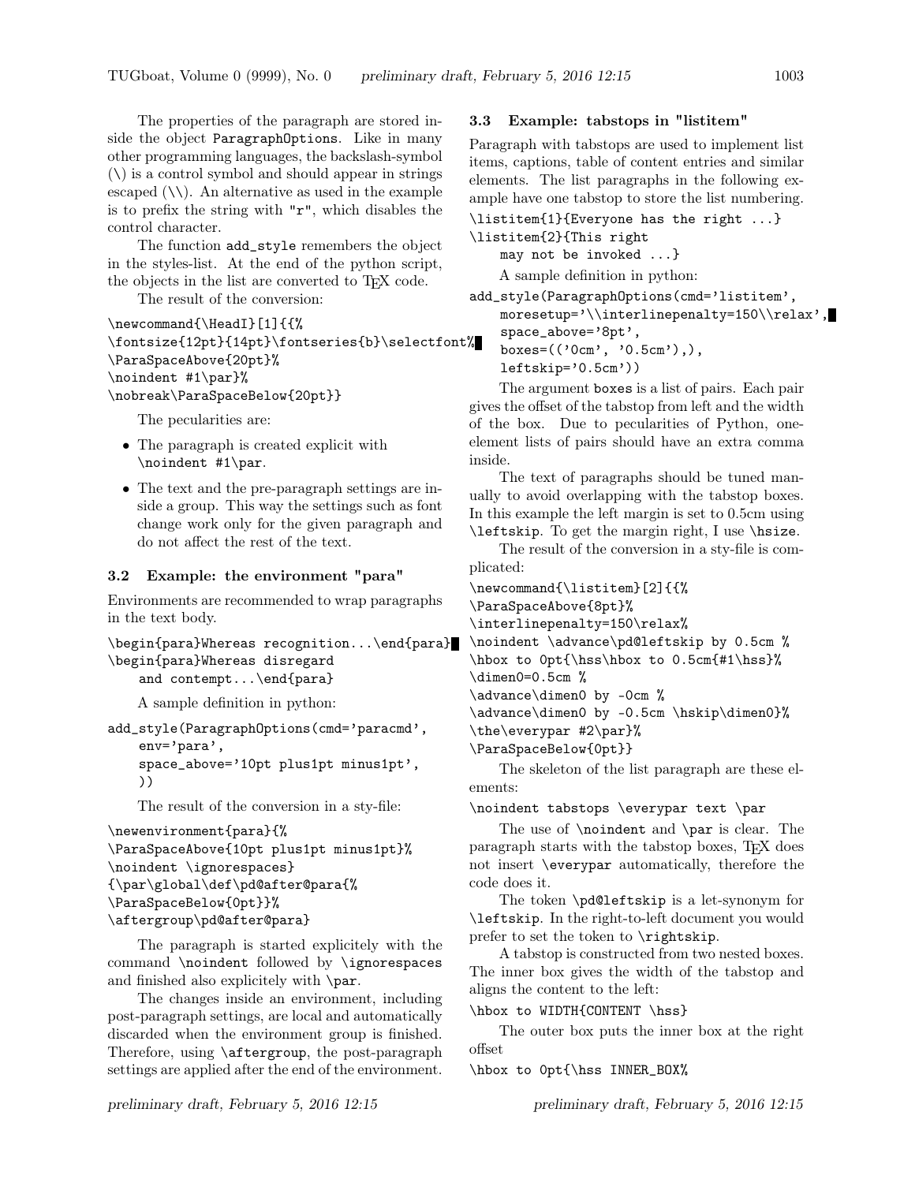The properties of the paragraph are stored inside the object `ParagraphOptions`. Like in many other programming languages, the backslash-symbol (\) is a control symbol and should appear in strings escaped (\\). An alternative as used in the example is to prefix the string with `"r"`, which disables the control character.

The function `add_style` remembers the object in the styles-list. At the end of the python script, the objects in the list are converted to TEX code.

The result of the conversion:

```
\newcommand{\HeadI}[1]{{%
\fontsize{12pt}{14pt}\fontseries{b}\selectfont%
\ParaSpaceAbove{20pt}%
\noindent #1\par}%
\nobreak\ParaSpaceBelow{20pt}}
```

The pecularities are:

- The paragraph is created explicit with `\noindent #1\par`.
- The text and the pre-paragraph settings are inside a group. This way the settings such as font change work only for the given paragraph and do not affect the rest of the text.

### 3.2 Example: the environment "para"

Environments are recommended to wrap paragraphs in the text body.

```
\begin{para}Whereas recognition...\end{para}
\begin{para}Whereas disregard
    and contempt...\end{para}
```

A sample definition in python:

```
add_style(ParagraphOptions(cmd='paracmd',
    env='para',
    space_above='10pt plus1pt minus1pt',
    ))
```

The result of the conversion in a sty-file:

```
\newenvironment{para}{%
\ParaSpaceAbove{10pt plus1pt minus1pt}%
\noindent \ignorespaces}
{\par\global\def\pd@after@para{%
\ParaSpaceBelow{0pt}}%
\aftergroup\pd@after@para}
```

The paragraph is started explicitely with the command `\noindent` followed by `\ignorespaces` and finished also explicitely with `\par`.

The changes inside an environment, including post-paragraph settings, are local and automatically discarded when the environment group is finished. Therefore, using `\aftergroup`, the post-paragraph settings are applied after the end of the environment.

### 3.3 Example: tabstops in "listitem"

Paragraph with tabstops are used to implement list items, captions, table of content entries and similar elements. The list paragraphs in the following example have one tabstop to store the list numbering.

```
\listitem{1}{Everyone has the right ...}
\listitem{2}{This right
    may not be invoked ...}
```

A sample definition in python:

```
add_style(ParagraphOptions(cmd='listitem',
    moresetup='\\interlinepenalty=150\\relax',
    space_above='8pt',
    boxes=(('0cm', '0.5cm'),),
    leftskip='0.5cm'))
```

The argument `boxes` is a list of pairs. Each pair gives the offset of the tabstop from left and the width of the box. Due to pecularities of Python, one-element lists of pairs should have an extra comma inside.

The text of paragraphs should be tuned manually to avoid overlapping with the tabstop boxes. In this example the left margin is set to 0.5cm using `\leftskip`. To get the margin right, I use `\hsize`.

The result of the conversion in a sty-file is complicated:

```
\newcommand{\listitem}[2]{{%
\ParaSpaceAbove{8pt}%
\interlinepenalty=150\relax%
\noindent \advance\pd@leftskip by 0.5cm %
\hbox to 0pt{\hss\hbox to 0.5cm{#1\hss}%
\dimen0=0.5cm %
\advance\dimen0 by -0cm %
\advance\dimen0 by -0.5cm \hskip\dimen0}%
\the\everypar #2\par}%
\ParaSpaceBelow{0pt}}
```

The skeleton of the list paragraph are these elements:

```
\noindent tabstops \everypar text \par
```

The use of `\noindent` and `\par` is clear. The paragraph starts with the tabstop boxes, TEX does not insert `\everypar` automatically, therefore the code does it.

The token `\pd@leftskip` is a let-synonym for `\leftskip`. In the right-to-left document you would prefer to set the token to `\rightskip`.

A tabstop is constructed from two nested boxes. The inner box gives the width of the tabstop and aligns the content to the left:

```
\hbox to WIDTH{CONTENT \hss}
```

The outer box puts the inner box at the right offset

```
\hbox to 0pt{\hss INNER_BOX%
```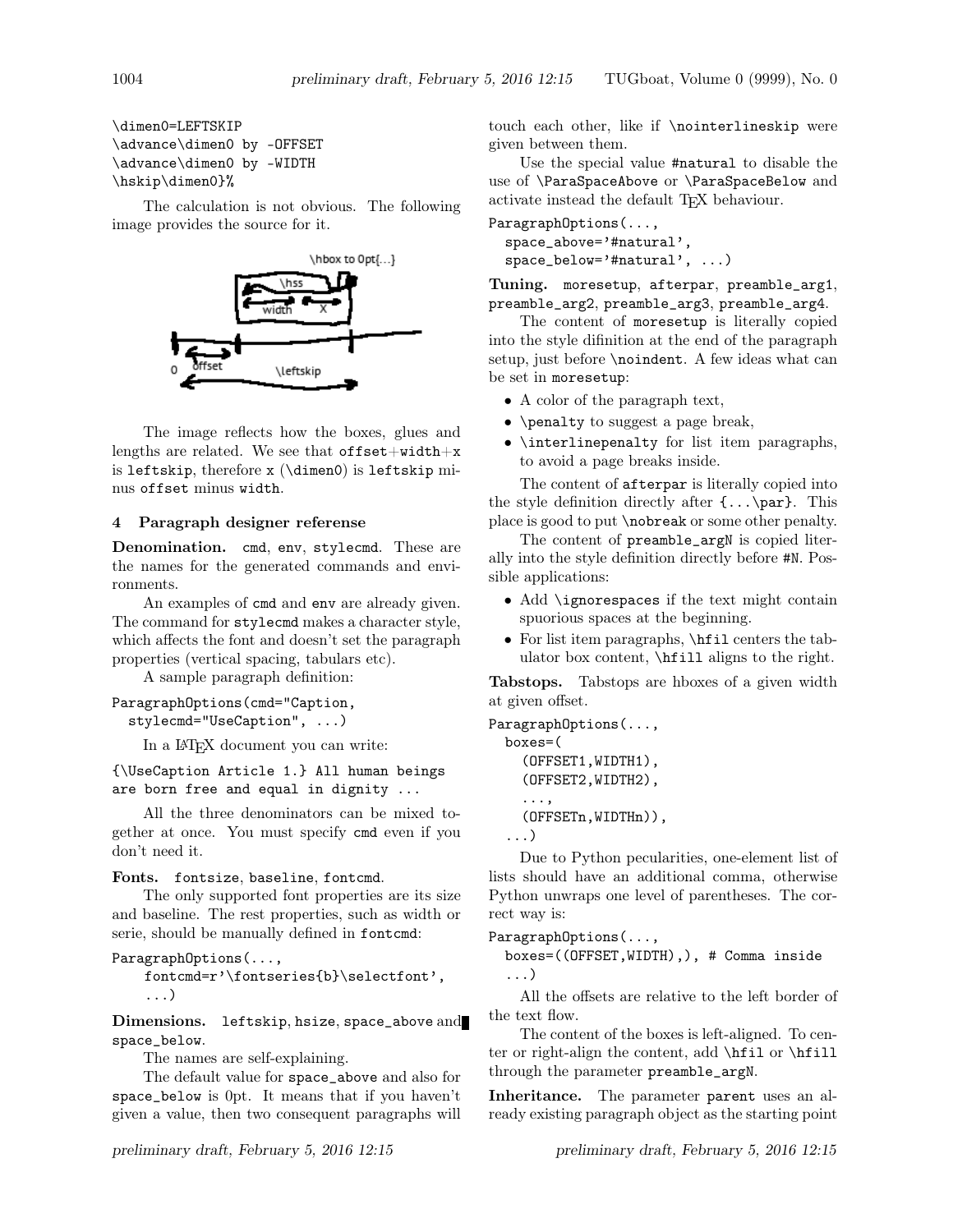```
\dimen0=LEFTSKIP
\advance\dimen0 by -OFFSET
\advance\dimen0 by -WIDTH
\hskip\dimen0}%
```

The calculation is not obvious. The following image provides the source for it.

The image reflects how the boxes, glues and lengths are related. We see that offset+width+x is leftskip, therefore x (\dimen0) is leftskip minus offset minus width.

## 4 Paragraph designer referense

**Denomination.** cmd, env, stylecmd. These are the names for the generated commands and environments.

An examples of cmd and env are already given. The command for stylecmd makes a character style, which affects the font and doesn't set the paragraph properties (vertical spacing, tabulars etc).

A sample paragraph definition:

```
ParagraphOptions(cmd="Caption,
  stylecmd="UseCaption", ...)
```

In a LaTeX document you can write:

```
{\UseCaption Article 1.} All human beings
are born free and equal in dignity ...
```

All the three denominators can be mixed together at once. You must specify cmd even if you don't need it.

**Fonts.** fontsize, baseline, fontcmd.

The only supported font properties are its size and baseline. The rest properties, such as width or serie, should be manually defined in fontcmd:

```
ParagraphOptions(...,
    fontcmd=r'\fontseries{b}\selectfont',
    ...)
```

**Dimensions.** leftskip, hsize, space_above and space_below.

The names are self-explaining.

The default value for space_above and also for space_below is 0pt. It means that if you haven't given a value, then two consequent paragraphs will touch each other, like if \nointerlineskip were given between them.

Use the special value #natural to disable the use of \ParaSpaceAbove or \ParaSpaceBelow and activate instead the default TeX behaviour.

```
ParagraphOptions(...,
  space_above='#natural',
  space_below='#natural', ...)
```

**Tuning.** moresetup, afterpar, preamble_arg1, preamble_arg2, preamble_arg3, preamble_arg4.

The content of moresetup is literally copied into the style difinition at the end of the paragraph setup, just before \noindent. A few ideas what can be set in moresetup:

- A color of the paragraph text,
- \penalty to suggest a page break,
- \interlinepenalty for list item paragraphs, to avoid a page breaks inside.

The content of afterpar is literally copied into the style definition directly after {...\par}. This place is good to put \nobreak or some other penalty.

The content of preamble_argN is copied literally into the style definition directly before #N. Possible applications:

- Add \ignorespaces if the text might contain spuorious spaces at the beginning.
- For list item paragraphs, \hfil centers the tabulator box content, \hfill aligns to the right.

**Tabstops.** Tabstops are hboxes of a given width at given offset.

```
ParagraphOptions(...,
  boxes=(
    (OFFSET1,WIDTH1),
    (OFFSET2,WIDTH2),
    ...,
    (OFFSETn,WIDTHn)),
  ...)
```

Due to Python pecularities, one-element list of lists should have an additional comma, otherwise Python unwraps one level of parentheses. The correct way is:

```
ParagraphOptions(...,
  boxes=((OFFSET,WIDTH),), # Comma inside
  ...)
```

All the offsets are relative to the left border of the text flow.

The content of the boxes is left-aligned. To center or right-align the content, add \hfil or \hfill through the parameter preamble_argN.

**Inheritance.** The parameter parent uses an already existing paragraph object as the starting point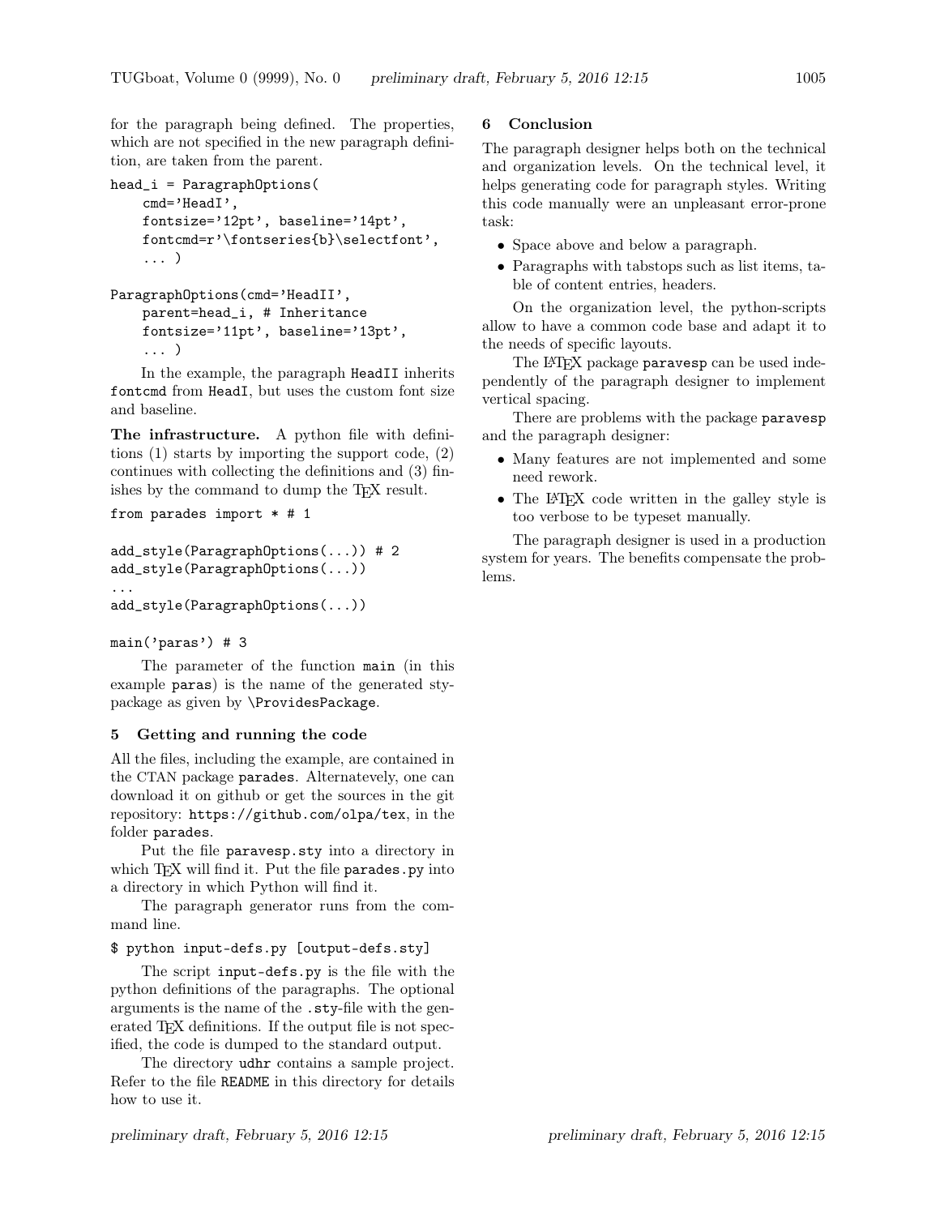for the paragraph being defined. The properties, which are not specified in the new paragraph definition, are taken from the parent.

```
head_i = ParagraphOptions(
    cmd='HeadI',
    fontsize='12pt', baseline='14pt',
    fontcmd=r'\fontseries{b}\selectfont',
    ... )

ParagraphOptions(cmd='HeadII',
    parent=head_i, # Inheritance
    fontsize='11pt', baseline='13pt',
    ... )
```

In the example, the paragraph `HeadII` inherits `fontcmd` from `HeadI`, but uses the custom font size and baseline.

**The infrastructure.** A python file with definitions (1) starts by importing the support code, (2) continues with collecting the definitions and (3) finishes by the command to dump the TeX result.

```
from parades import * # 1

add_style(ParagraphOptions(...)) # 2
add_style(ParagraphOptions(...))
...
add_style(ParagraphOptions(...))

main('paras') # 3
```

The parameter of the function `main` (in this example `paras`) is the name of the generated sty-package as given by `\ProvidesPackage`.

## 5 Getting and running the code

All the files, including the example, are contained in the CTAN package `parades`. Alternatevely, one can download it on github or get the sources in the git repository: `https://github.com/olpa/tex`, in the folder `parades`.

Put the file `paravesp.sty` into a directory in which TeX will find it. Put the file `parades.py` into a directory in which Python will find it.

The paragraph generator runs from the command line.

```
$ python input-defs.py [output-defs.sty]
```

The script `input-defs.py` is the file with the python definitions of the paragraphs. The optional arguments is the name of the `.sty`-file with the generated TeX definitions. If the output file is not specified, the code is dumped to the standard output.

The directory `udhr` contains a sample project. Refer to the file `README` in this directory for details how to use it.

## 6 Conclusion

The paragraph designer helps both on the technical and organization levels. On the technical level, it helps generating code for paragraph styles. Writing this code manually were an unpleasant error-prone task:

- Space above and below a paragraph.
- Paragraphs with tabstops such as list items, table of content entries, headers.

On the organization level, the python-scripts allow to have a common code base and adapt it to the needs of specific layouts.

The LaTeX package `paravesp` can be used independently of the paragraph designer to implement vertical spacing.

There are problems with the package `paravesp` and the paragraph designer:

- Many features are not implemented and some need rework.
- The LaTeX code written in the galley style is too verbose to be typeset manually.

The paragraph designer is used in a production system for years. The benefits compensate the problems.